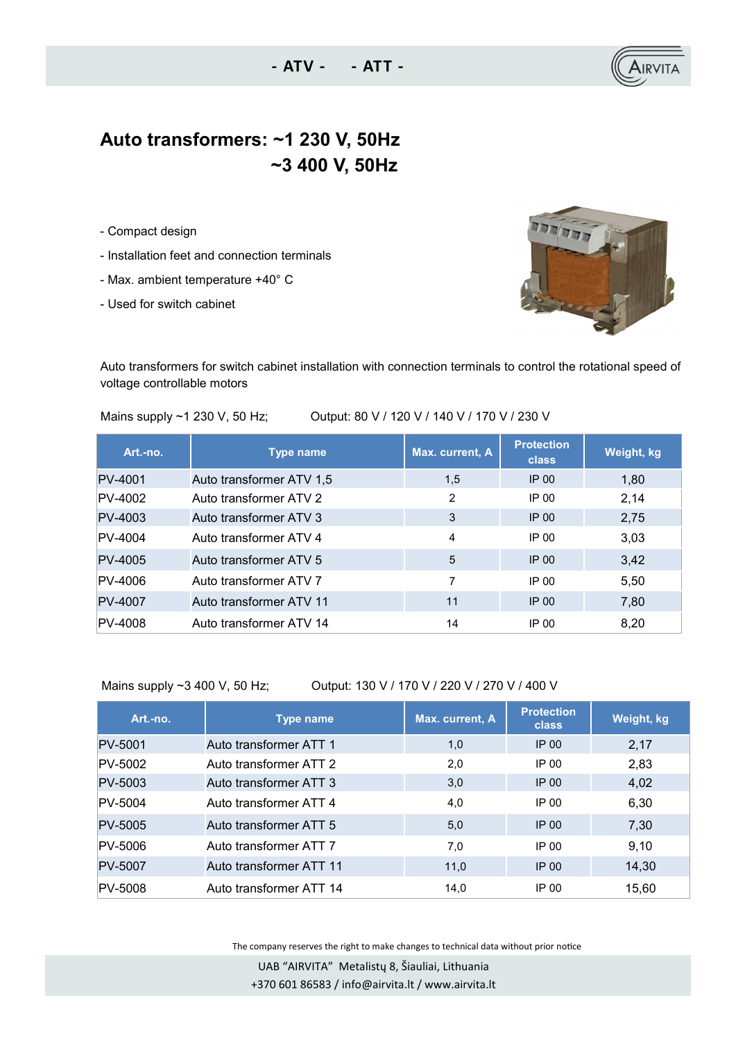- ATV - - ATT -

# Auto transformers: ~1 230 V, 50Hz
# ~3 400 V, 50Hz

- Compact design
- Installation feet and connection terminals
- Max. ambient temperature +40° C
- Used for switch cabinet

Auto transformers for switch cabinet installation with connection terminals to control the rotational speed of voltage controllable motors

Mains supply ~1 230 V, 50 Hz; Output: 80 V / 120 V / 140 V / 170 V / 230 V

| Art.-no. | Type name | Max. current, A | Protection class | Weight, kg |
|---|---|---|---|---|
| PV-4001 | Auto transformer ATV 1,5 | 1,5 | IP 00 | 1,80 |
| PV-4002 | Auto transformer ATV 2 | 2 | IP 00 | 2,14 |
| PV-4003 | Auto transformer ATV 3 | 3 | IP 00 | 2,75 |
| PV-4004 | Auto transformer ATV 4 | 4 | IP 00 | 3,03 |
| PV-4005 | Auto transformer ATV 5 | 5 | IP 00 | 3,42 |
| PV-4006 | Auto transformer ATV 7 | 7 | IP 00 | 5,50 |
| PV-4007 | Auto transformer ATV 11 | 11 | IP 00 | 7,80 |
| PV-4008 | Auto transformer ATV 14 | 14 | IP 00 | 8,20 |

Mains supply ~3 400 V, 50 Hz; Output: 130 V / 170 V / 220 V / 270 V / 400 V

| Art.-no. | Type name | Max. current, A | Protection class | Weight, kg |
|---|---|---|---|---|
| PV-5001 | Auto transformer ATT 1 | 1,0 | IP 00 | 2,17 |
| PV-5002 | Auto transformer ATT 2 | 2,0 | IP 00 | 2,83 |
| PV-5003 | Auto transformer ATT 3 | 3,0 | IP 00 | 4,02 |
| PV-5004 | Auto transformer ATT 4 | 4,0 | IP 00 | 6,30 |
| PV-5005 | Auto transformer ATT 5 | 5,0 | IP 00 | 7,30 |
| PV-5006 | Auto transformer ATT 7 | 7,0 | IP 00 | 9,10 |
| PV-5007 | Auto transformer ATT 11 | 11,0 | IP 00 | 14,30 |
| PV-5008 | Auto transformer ATT 14 | 14,0 | IP 00 | 15,60 |

The company reserves the right to make changes to technical data without prior notice

UAB "AIRVITA" Metalistų 8, Šiauliai, Lithuania
+370 601 86583 / info@airvita.lt / www.airvita.lt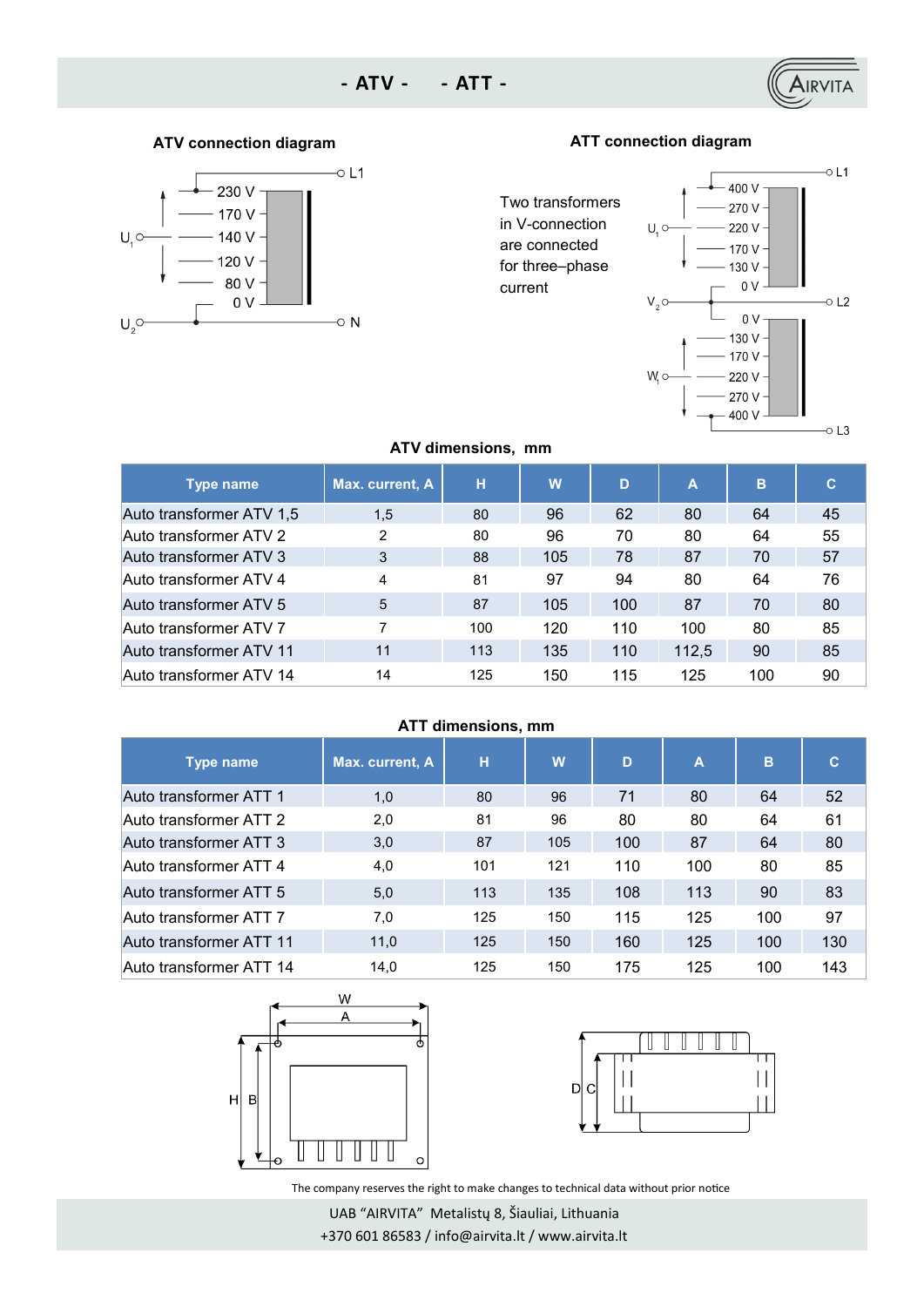# - ATV - - ATT -

### ATV connection diagram

L1

230 V
170 V
140 V
120 V
80 V
0 V

$U_1$

$U_2$

N

### ATT connection diagram

Two transformers in V-connection are connected for three–phase current

L1

400 V
270 V
220 V
170 V
130 V
0 V

$U_1$

$V_2$

L2

0 V
130 V
170 V
220 V
270 V
400 V

$W_1$

L3

### ATV dimensions, mm

| Type name | Max. current, A | H | W | D | A | B | C |
|---|---|---|---|---|---|---|---|
| Auto transformer ATV 1,5 | 1,5 | 80 | 96 | 62 | 80 | 64 | 45 |
| Auto transformer ATV 2 | 2 | 80 | 96 | 70 | 80 | 64 | 55 |
| Auto transformer ATV 3 | 3 | 88 | 105 | 78 | 87 | 70 | 57 |
| Auto transformer ATV 4 | 4 | 81 | 97 | 94 | 80 | 64 | 76 |
| Auto transformer ATV 5 | 5 | 87 | 105 | 100 | 87 | 70 | 80 |
| Auto transformer ATV 7 | 7 | 100 | 120 | 110 | 100 | 80 | 85 |
| Auto transformer ATV 11 | 11 | 113 | 135 | 110 | 112,5 | 90 | 85 |
| Auto transformer ATV 14 | 14 | 125 | 150 | 115 | 125 | 100 | 90 |

### ATT dimensions, mm

| Type name | Max. current, A | H | W | D | A | B | C |
|---|---|---|---|---|---|---|---|
| Auto transformer ATT 1 | 1,0 | 80 | 96 | 71 | 80 | 64 | 52 |
| Auto transformer ATT 2 | 2,0 | 81 | 96 | 80 | 80 | 64 | 61 |
| Auto transformer ATT 3 | 3,0 | 87 | 105 | 100 | 87 | 64 | 80 |
| Auto transformer ATT 4 | 4,0 | 101 | 121 | 110 | 100 | 80 | 85 |
| Auto transformer ATT 5 | 5,0 | 113 | 135 | 108 | 113 | 90 | 83 |
| Auto transformer ATT 7 | 7,0 | 125 | 150 | 115 | 125 | 100 | 97 |
| Auto transformer ATT 11 | 11,0 | 125 | 150 | 160 | 125 | 100 | 130 |
| Auto transformer ATT 14 | 14,0 | 125 | 150 | 175 | 125 | 100 | 143 |

W
A
H B

D C

The company reserves the right to make changes to technical data without prior notice

UAB "AIRVITA" Metalistų 8, Šiauliai, Lithuania
+370 601 86583 / info@airvita.lt / www.airvita.lt